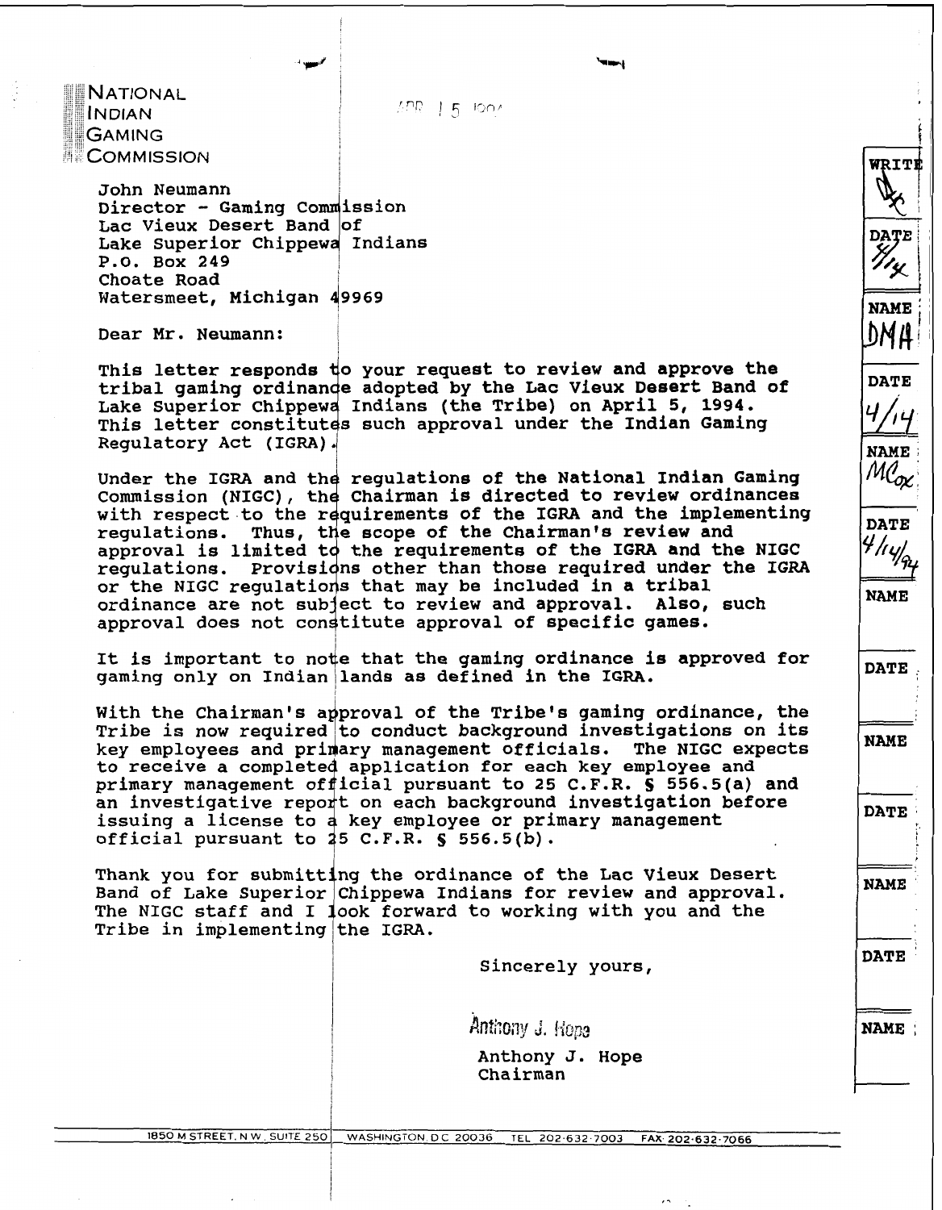NATIONAL
INDIAN
GAMING
COMMISSION

APR 15 1994

John Neumann
Director - Gaming Commission
Lac Vieux Desert Band of
Lake Superior Chippewa Indians
P.O. Box 249
Choate Road
Watersmeet, Michigan 49969

Dear Mr. Neumann:

This letter responds to your request to review and approve the tribal gaming ordinance adopted by the Lac Vieux Desert Band of Lake Superior Chippewa Indians (the Tribe) on April 5, 1994. This letter constitutes such approval under the Indian Gaming Regulatory Act (IGRA).

Under the IGRA and the regulations of the National Indian Gaming Commission (NIGC), the Chairman is directed to review ordinances with respect to the requirements of the IGRA and the implementing regulations. Thus, the scope of the Chairman's review and approval is limited to the requirements of the IGRA and the NIGC regulations. Provisions other than those required under the IGRA or the NIGC regulations that may be included in a tribal ordinance are not subject to review and approval. Also, such approval does not constitute approval of specific games.

It is important to note that the gaming ordinance is approved for gaming only on Indian lands as defined in the IGRA.

With the Chairman's approval of the Tribe's gaming ordinance, the Tribe is now required to conduct background investigations on its key employees and primary management officials. The NIGC expects to receive a completed application for each key employee and primary management official pursuant to 25 C.F.R. § 556.5(a) and an investigative report on each background investigation before issuing a license to a key employee or primary management official pursuant to 25 C.F.R. § 556.5(b).

Thank you for submitting the ordinance of the Lac Vieux Desert Band of Lake Superior Chippewa Indians for review and approval. The NIGC staff and I look forward to working with you and the Tribe in implementing the IGRA.

Sincerely yours,

Anthony J. Hope

Anthony J. Hope
Chairman

| WRITER | DATE | NAME | DATE | NAME | DATE | NAME | DATE | NAME | DATE | NAME | DATE | NAME |
|---|---|---|---|---|---|---|---|---|---|---|---|---|
| Dx | 4/14 | DMA | 4/14 | MCox | 4/14/94 | | | | | | | |

1850 M STREET, N.W., SUITE 250 WASHINGTON, D.C. 20036 TEL 202-632-7003 FAX 202-632-7066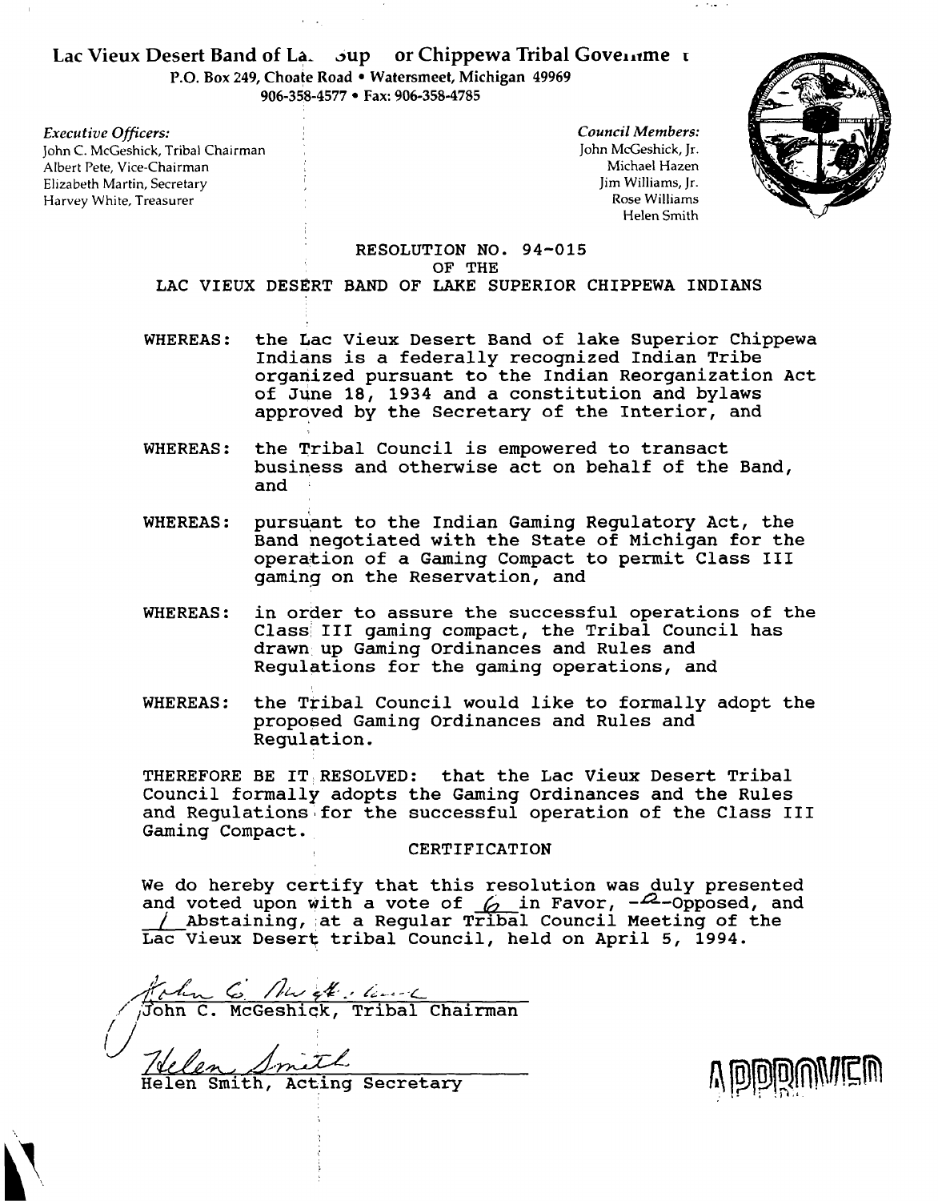**Lac Vieux Desert Band of La. Sup or Chippewa Tribal Governme t**
P.O. Box 249, Choate Road • Watersmeet, Michigan 49969
906-358-4577 • Fax: 906-358-4785

*Executive Officers:*
John C. McGeshick, Tribal Chairman
Albert Pete, Vice-Chairman
Elizabeth Martin, Secretary
Harvey White, Treasurer

*Council Members:*
John McGeshick, Jr.
Michael Hazen
Jim Williams, Jr.
Rose Williams
Helen Smith

RESOLUTION NO. 94-015
OF THE
LAC VIEUX DESERT BAND OF LAKE SUPERIOR CHIPPEWA INDIANS

WHEREAS: the Lac Vieux Desert Band of lake Superior Chippewa Indians is a federally recognized Indian Tribe organized pursuant to the Indian Reorganization Act of June 18, 1934 and a constitution and bylaws approved by the Secretary of the Interior, and

WHEREAS: the Tribal Council is empowered to transact business and otherwise act on behalf of the Band, and

WHEREAS: pursuant to the Indian Gaming Regulatory Act, the Band negotiated with the State of Michigan for the operation of a Gaming Compact to permit Class III gaming on the Reservation, and

WHEREAS: in order to assure the successful operations of the Class III gaming compact, the Tribal Council has drawn up Gaming Ordinances and Rules and Regulations for the gaming operations, and

WHEREAS: the Tribal Council would like to formally adopt the proposed Gaming Ordinances and Rules and Regulation.

THEREFORE BE IT RESOLVED: that the Lac Vieux Desert Tribal Council formally adopts the Gaming Ordinances and the Rules and Regulations for the successful operation of the Class III Gaming Compact.

CERTIFICATION

We do hereby certify that this resolution was duly presented and voted upon with a vote of 6 in Favor, -0-Opposed, and 1 Abstaining, at a Regular Tribal Council Meeting of the Lac Vieux Desert tribal Council, held on April 5, 1994.

John C. McGeshick, Tribal Chairman

Helen Smith, Acting Secretary

APPROVED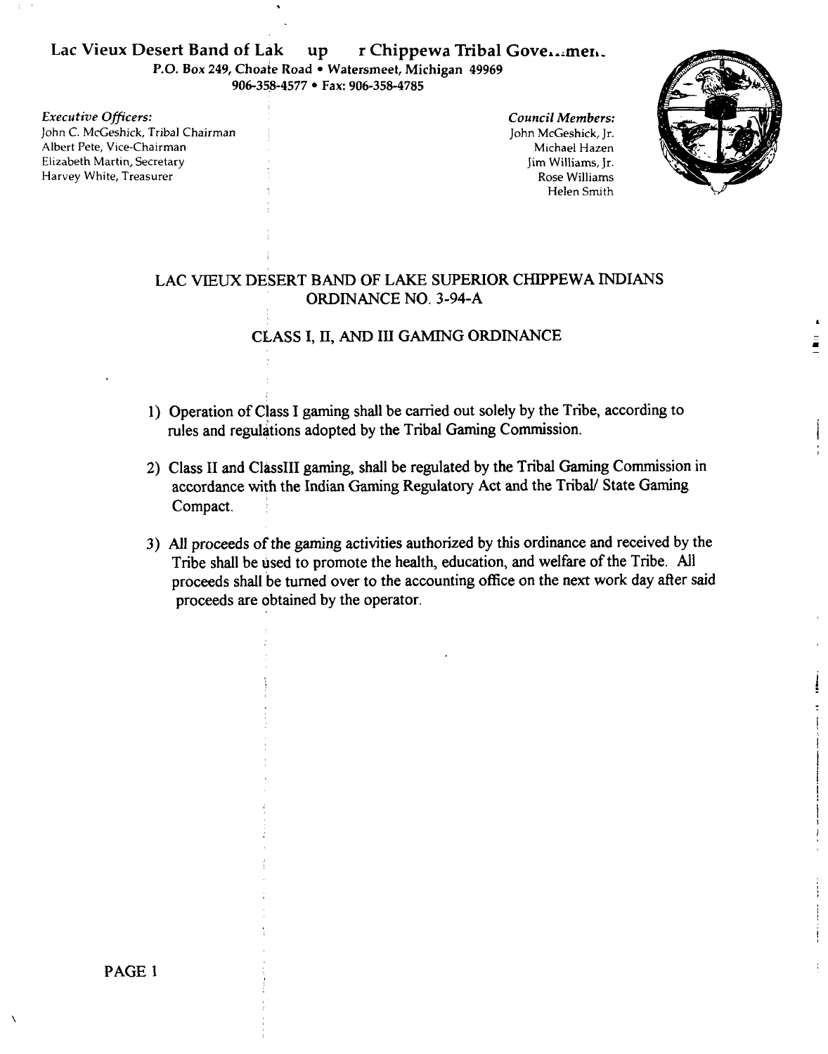Lac Vieux Desert Band of Lak up r Chippewa Tribal Gove...men.

P.O. Box 249, Choate Road • Watersmeet, Michigan 49969

906-358-4577 • Fax: 906-358-4785

*Executive Officers:*
John C. McGeshick, Tribal Chairman
Albert Pete, Vice-Chairman
Elizabeth Martin, Secretary
Harvey White, Treasurer

*Council Members:*
John McGeshick, Jr.
Michael Hazen
Jim Williams, Jr.
Rose Williams
Helen Smith

# LAC VIEUX DESERT BAND OF LAKE SUPERIOR CHIPPEWA INDIANS ORDINANCE NO. 3-94-A

## CLASS I, II, AND III GAMING ORDINANCE

1) Operation of Class I gaming shall be carried out solely by the Tribe, according to rules and regulations adopted by the Tribal Gaming Commission.

2) Class II and ClassIII gaming, shall be regulated by the Tribal Gaming Commission in accordance with the Indian Gaming Regulatory Act and the Tribal/ State Gaming Compact.

3) All proceeds of the gaming activities authorized by this ordinance and received by the Tribe shall be used to promote the health, education, and welfare of the Tribe. All proceeds shall be turned over to the accounting office on the next work day after said proceeds are obtained by the operator.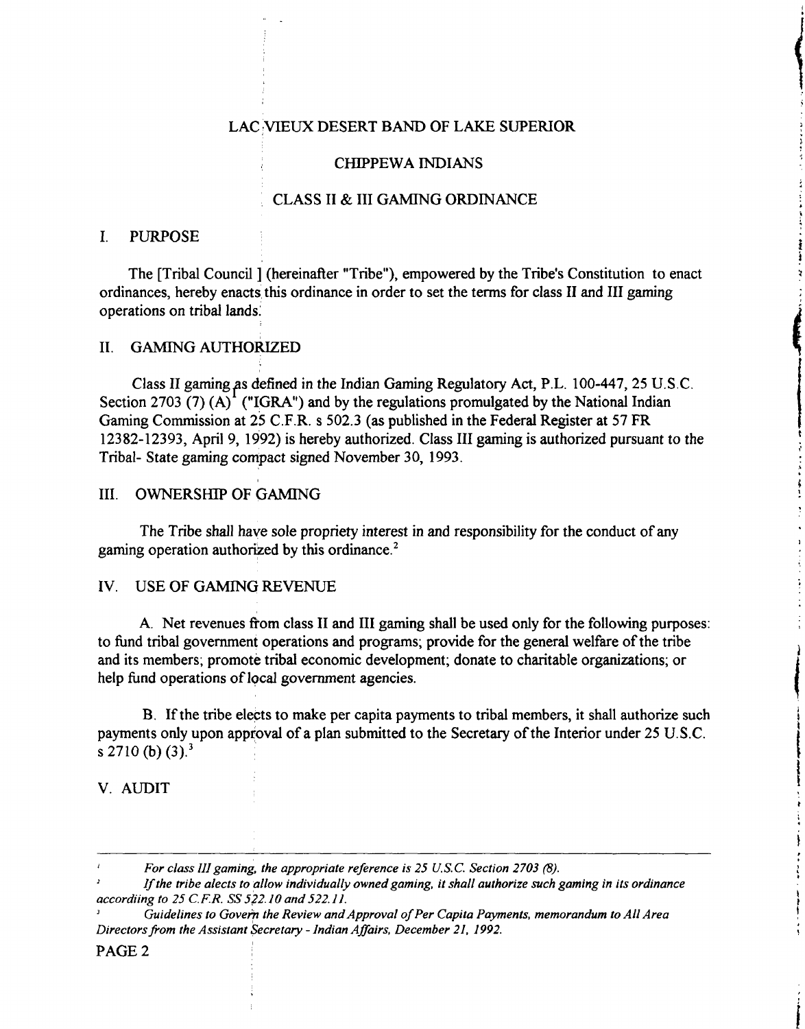# LAC VIEUX DESERT BAND OF LAKE SUPERIOR

# CHIPPEWA INDIANS

# CLASS II & III GAMING ORDINANCE

## I. PURPOSE

The [Tribal Council ] (hereinafter "Tribe"), empowered by the Tribe's Constitution to enact ordinances, hereby enacts this ordinance in order to set the terms for class II and III gaming operations on tribal lands.

## II. GAMING AUTHORIZED

Class II gaming as defined in the Indian Gaming Regulatory Act, P.L. 100-447, 25 U.S.C. Section 2703 (7) (A)[1] ("IGRA") and by the regulations promulgated by the National Indian Gaming Commission at 25 C.F.R. s 502.3 (as published in the Federal Register at 57 FR 12382-12393, April 9, 1992) is hereby authorized. Class III gaming is authorized pursuant to the Tribal- State gaming compact signed November 30, 1993.

## III. OWNERSHIP OF GAMING

The Tribe shall have sole propriety interest in and responsibility for the conduct of any gaming operation authorized by this ordinance.[2]

## IV. USE OF GAMING REVENUE

A. Net revenues from class II and III gaming shall be used only for the following purposes: to fund tribal government operations and programs; provide for the general welfare of the tribe and its members; promote tribal economic development; donate to charitable organizations; or help fund operations of local government agencies.

B. If the tribe elects to make per capita payments to tribal members, it shall authorize such payments only upon approval of a plan submitted to the Secretary of the Interior under 25 U.S.C. s 2710 (b) (3).[3]

## V. AUDIT

---

[1] *For class III gaming, the appropriate reference is 25 U.S.C. Section 2703 (8).*

[2] *If the tribe alects to allow individually owned gaming, it shall authorize such gaming in its ordinance accordiing to 25 C.F.R. SS 522.10 and 522.11.*

[3] *Guidelines to Govern the Review and Approval of Per Capita Payments, memorandum to All Area Directors from the Assistant Secretary - Indian Affairs, December 21, 1992.*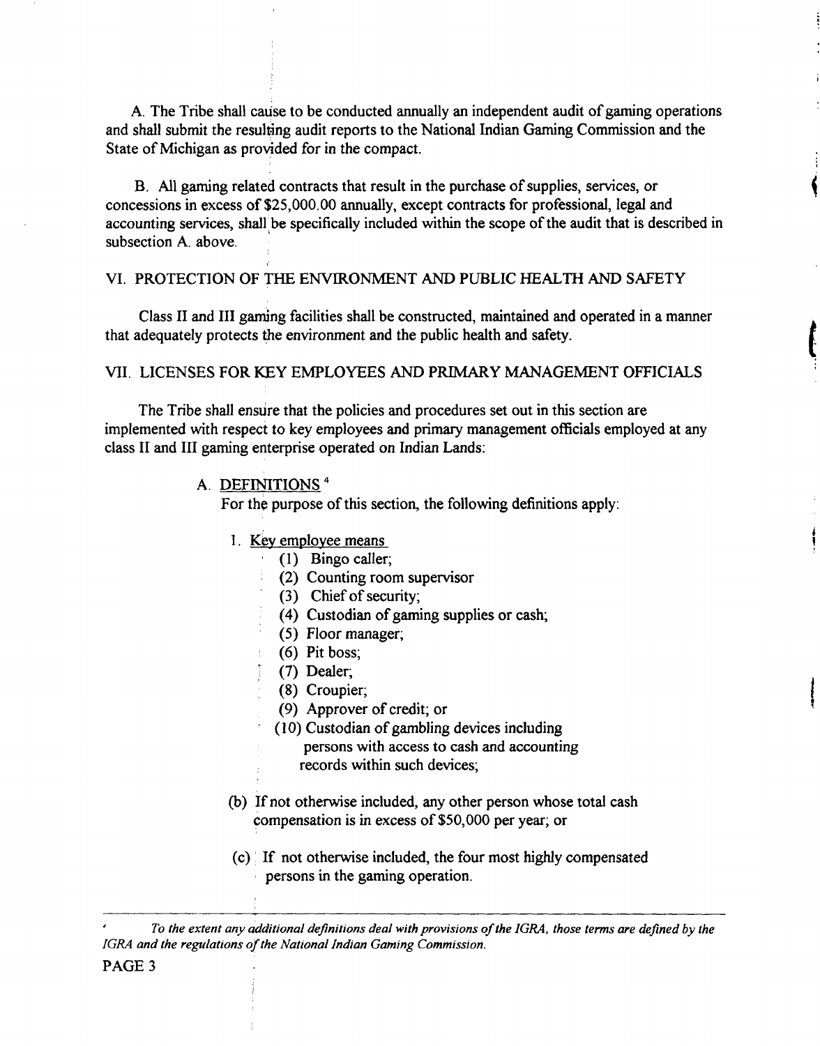A. The Tribe shall cause to be conducted annually an independent audit of gaming operations and shall submit the resulting audit reports to the National Indian Gaming Commission and the State of Michigan as provided for in the compact.

B. All gaming related contracts that result in the purchase of supplies, services, or concessions in excess of $25,000.00 annually, except contracts for professional, legal and accounting services, shall be specifically included within the scope of the audit that is described in subsection A. above.

## VI. PROTECTION OF THE ENVIRONMENT AND PUBLIC HEALTH AND SAFETY

Class II and III gaming facilities shall be constructed, maintained and operated in a manner that adequately protects the environment and the public health and safety.

## VII. LICENSES FOR KEY EMPLOYEES AND PRIMARY MANAGEMENT OFFICIALS

The Tribe shall ensure that the policies and procedures set out in this section are implemented with respect to key employees and primary management officials employed at any class II and III gaming enterprise operated on Indian Lands:

A. <u>DEFINITIONS</u> [4]

For the purpose of this section, the following definitions apply:

1. <u>Key employee means</u>
   - (1) Bingo caller;
   - (2) Counting room supervisor
   - (3) Chief of security;
   - (4) Custodian of gaming supplies or cash;
   - (5) Floor manager;
   - (6) Pit boss;
   - (7) Dealer;
   - (8) Croupier;
   - (9) Approver of credit; or
   - (10) Custodian of gambling devices including persons with access to cash and accounting records within such devices;

(b) If not otherwise included, any other person whose total cash compensation is in excess of $50,000 per year; or

(c) If not otherwise included, the four most highly compensated persons in the gaming operation.

---

[4] *To the extent any additional definitions deal with provisions of the IGRA, those terms are defined by the IGRA and the regulations of the National Indian Gaming Commission.*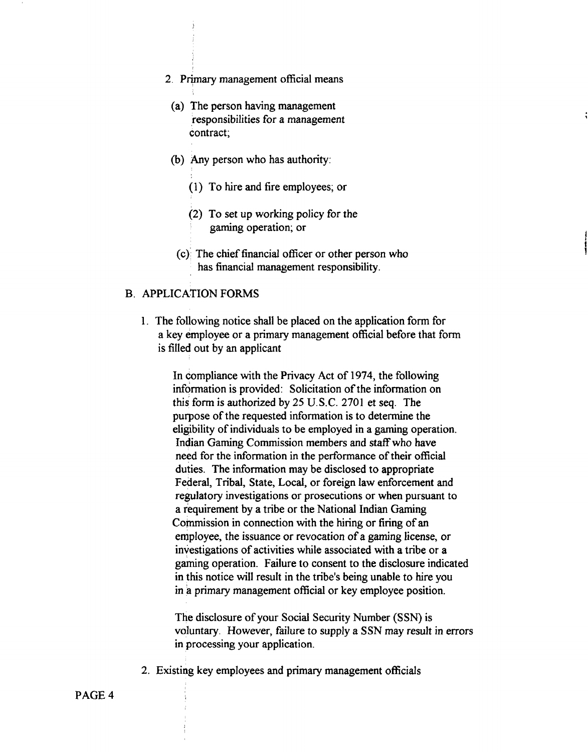2. Primary management official means

   (a) The person having management responsibilities for a management contract;

   (b) Any person who has authority:

      (1) To hire and fire employees; or

      (2) To set up working policy for the gaming operation; or

   (c) The chief financial officer or other person who has financial management responsibility.

## B. APPLICATION FORMS

1. The following notice shall be placed on the application form for a key employee or a primary management official before that form is filled out by an applicant

   In compliance with the Privacy Act of 1974, the following information is provided: Solicitation of the information on this form is authorized by 25 U.S.C. 2701 et seq. The purpose of the requested information is to determine the eligibility of individuals to be employed in a gaming operation. Indian Gaming Commission members and staff who have need for the information in the performance of their official duties. The information may be disclosed to appropriate Federal, Tribal, State, Local, or foreign law enforcement and regulatory investigations or prosecutions or when pursuant to a requirement by a tribe or the National Indian Gaming Commission in connection with the hiring or firing of an employee, the issuance or revocation of a gaming license, or investigations of activities while associated with a tribe or a gaming operation. Failure to consent to the disclosure indicated in this notice will result in the tribe's being unable to hire you in a primary management official or key employee position.

   The disclosure of your Social Security Number (SSN) is voluntary. However, failure to supply a SSN may result in errors in processing your application.

2. Existing key employees and primary management officials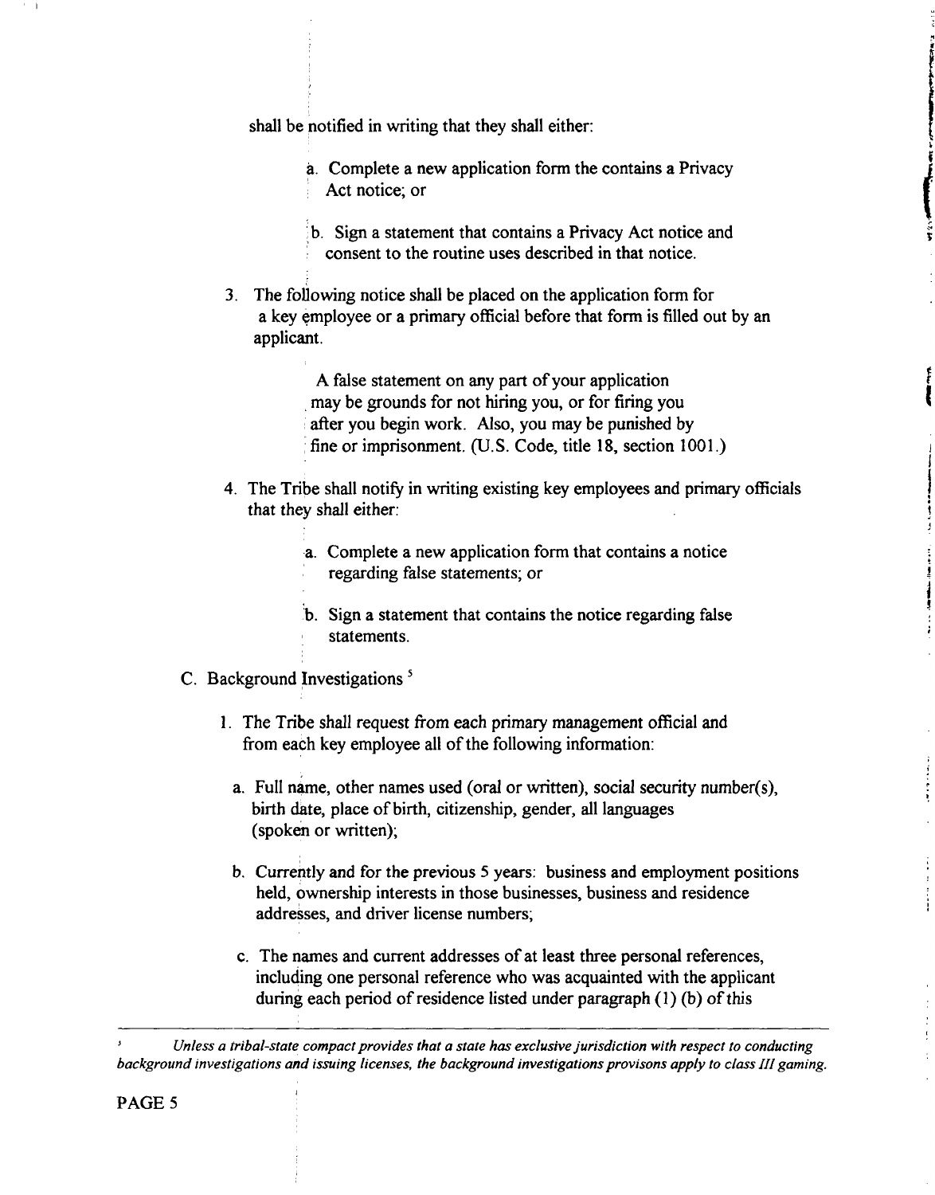shall be notified in writing that they shall either:

a. Complete a new application form the contains a Privacy Act notice; or

b. Sign a statement that contains a Privacy Act notice and consent to the routine uses described in that notice.

3. The following notice shall be placed on the application form for a key employee or a primary official before that form is filled out by an applicant.

   > A false statement on any part of your application may be grounds for not hiring you, or for firing you after you begin work. Also, you may be punished by fine or imprisonment. (U.S. Code, title 18, section 1001.)

4. The Tribe shall notify in writing existing key employees and primary officials that they shall either:

   a. Complete a new application form that contains a notice regarding false statements; or

   b. Sign a statement that contains the notice regarding false statements.

C. Background Investigations [5]

1. The Tribe shall request from each primary management official and from each key employee all of the following information:

   a. Full name, other names used (oral or written), social security number(s), birth date, place of birth, citizenship, gender, all languages (spoken or written);

   b. Currently and for the previous 5 years: business and employment positions held, ownership interests in those businesses, business and residence addresses, and driver license numbers;

   c. The names and current addresses of at least three personal references, including one personal reference who was acquainted with the applicant during each period of residence listed under paragraph (1) (b) of this

---

[5] *Unless a tribal-state compact provides that a state has exclusive jurisdiction with respect to conducting background investigations and issuing licenses, the background investigations provisons apply to class III gaming.*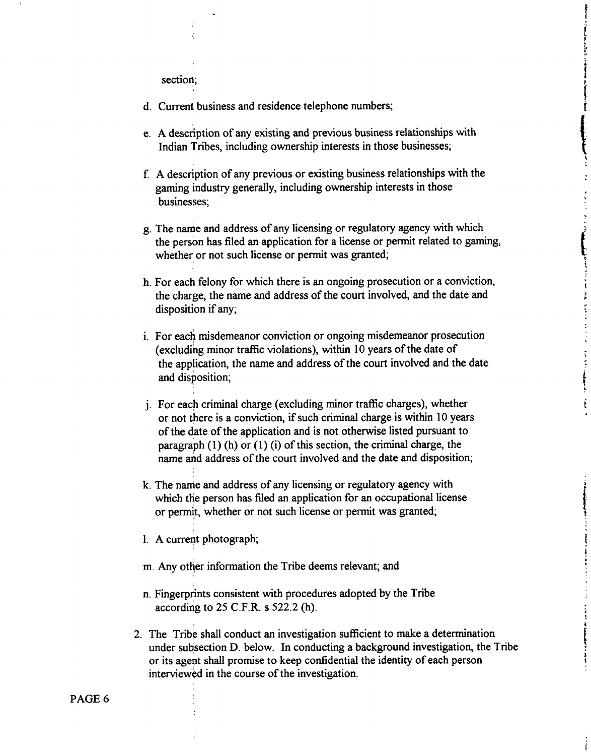section;

d. Current business and residence telephone numbers;

e. A description of any existing and previous business relationships with Indian Tribes, including ownership interests in those businesses;

f. A description of any previous or existing business relationships with the gaming industry generally, including ownership interests in those businesses;

g. The name and address of any licensing or regulatory agency with which the person has filed an application for a license or permit related to gaming, whether or not such license or permit was granted;

h. For each felony for which there is an ongoing prosecution or a conviction, the charge, the name and address of the court involved, and the date and disposition if any;

i. For each misdemeanor conviction or ongoing misdemeanor prosecution (excluding minor traffic violations), within 10 years of the date of the application, the name and address of the court involved and the date and disposition;

j. For each criminal charge (excluding minor traffic charges), whether or not there is a conviction, if such criminal charge is within 10 years of the date of the application and is not otherwise listed pursuant to paragraph (1) (h) or (1) (i) of this section, the criminal charge, the name and address of the court involved and the date and disposition;

k. The name and address of any licensing or regulatory agency with which the person has filed an application for an occupational license or permit, whether or not such license or permit was granted;

l. A current photograph;

m. Any other information the Tribe deems relevant; and

n. Fingerprints consistent with procedures adopted by the Tribe according to 25 C.F.R. s 522.2 (h).

2. The Tribe shall conduct an investigation sufficient to make a determination under subsection D. below. In conducting a background investigation, the Tribe or its agent shall promise to keep confidential the identity of each person interviewed in the course of the investigation.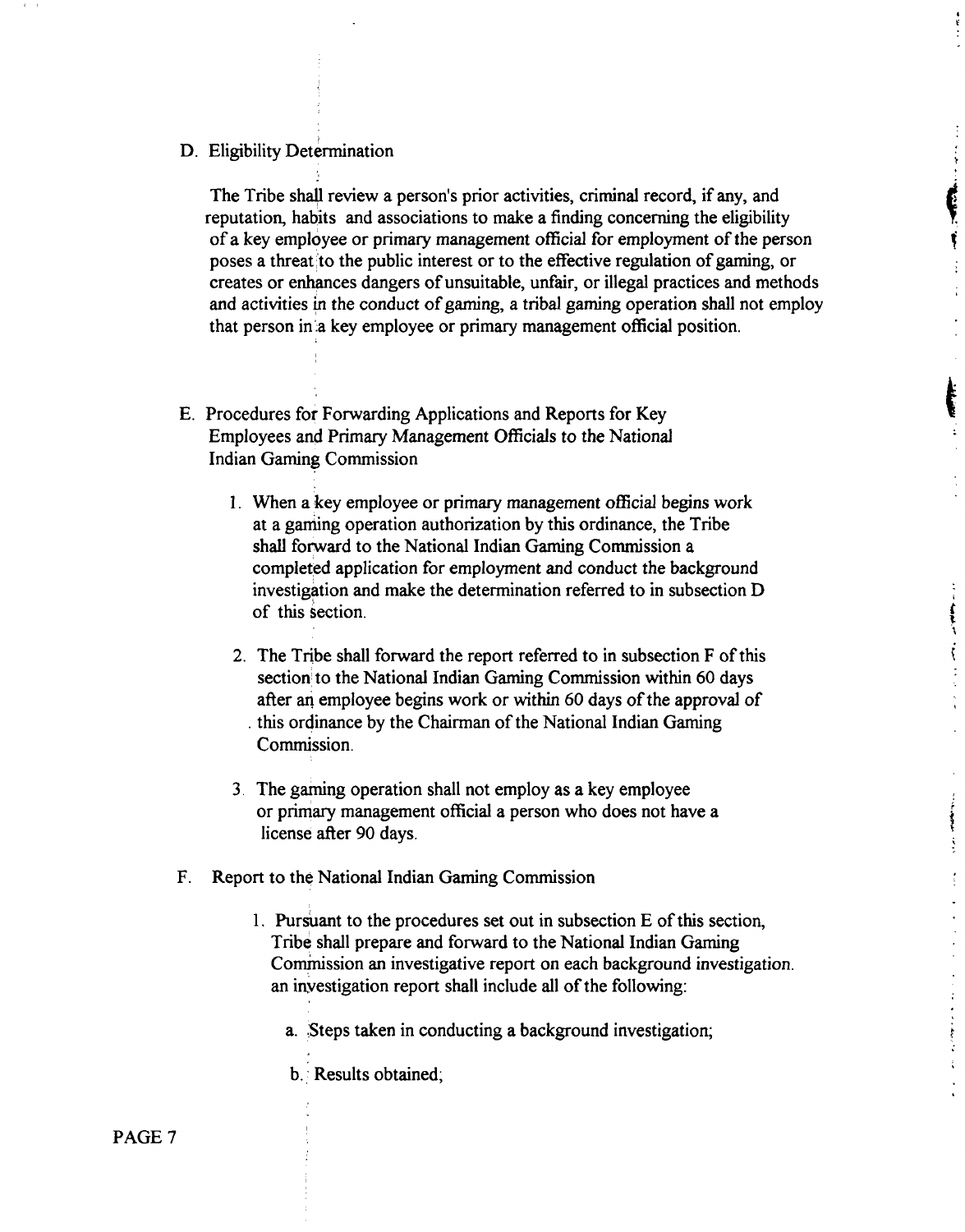D. Eligibility Determination

The Tribe shall review a person's prior activities, criminal record, if any, and reputation, habits and associations to make a finding concerning the eligibility of a key employee or primary management official for employment of the person poses a threat to the public interest or to the effective regulation of gaming, or creates or enhances dangers of unsuitable, unfair, or illegal practices and methods and activities in the conduct of gaming, a tribal gaming operation shall not employ that person in a key employee or primary management official position.

E. Procedures for Forwarding Applications and Reports for Key Employees and Primary Management Officials to the National Indian Gaming Commission

1. When a key employee or primary management official begins work at a gaming operation authorization by this ordinance, the Tribe shall forward to the National Indian Gaming Commission a completed application for employment and conduct the background investigation and make the determination referred to in subsection D of this section.

2. The Tribe shall forward the report referred to in subsection F of this section to the National Indian Gaming Commission within 60 days after an employee begins work or within 60 days of the approval of this ordinance by the Chairman of the National Indian Gaming Commission.

3. The gaming operation shall not employ as a key employee or primary management official a person who does not have a license after 90 days.

F. Report to the National Indian Gaming Commission

1. Pursuant to the procedures set out in subsection E of this section, Tribe shall prepare and forward to the National Indian Gaming Commission an investigative report on each background investigation. an investigation report shall include all of the following:

   a. Steps taken in conducting a background investigation;

   b. Results obtained;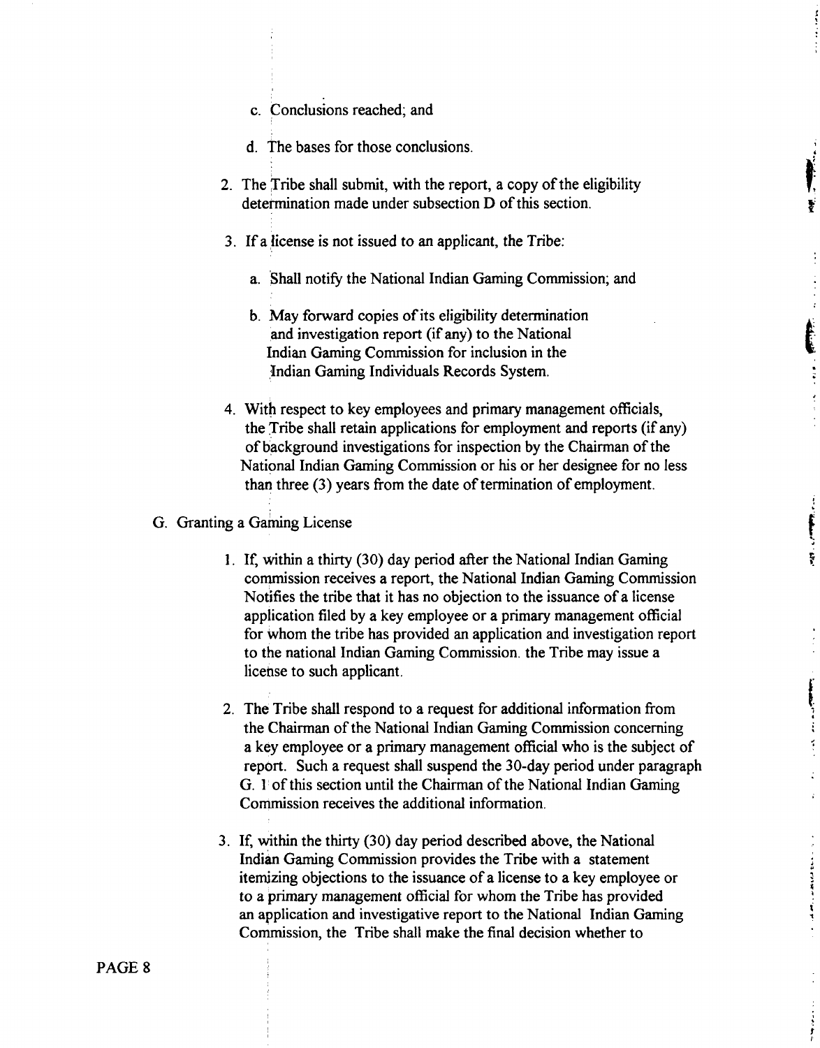c. Conclusions reached; and

d. The bases for those conclusions.

2. The Tribe shall submit, with the report, a copy of the eligibility determination made under subsection D of this section.

3. If a license is not issued to an applicant, the Tribe:

   a. Shall notify the National Indian Gaming Commission; and

   b. May forward copies of its eligibility determination and investigation report (if any) to the National Indian Gaming Commission for inclusion in the Indian Gaming Individuals Records System.

4. With respect to key employees and primary management officials, the Tribe shall retain applications for employment and reports (if any) of background investigations for inspection by the Chairman of the National Indian Gaming Commission or his or her designee for no less than three (3) years from the date of termination of employment.

G. Granting a Gaming License

1. If, within a thirty (30) day period after the National Indian Gaming commission receives a report, the National Indian Gaming Commission Notifies the tribe that it has no objection to the issuance of a license application filed by a key employee or a primary management official for whom the tribe has provided an application and investigation report to the national Indian Gaming Commission. the Tribe may issue a license to such applicant.

2. The Tribe shall respond to a request for additional information from the Chairman of the National Indian Gaming Commission concerning a key employee or a primary management official who is the subject of report. Such a request shall suspend the 30-day period under paragraph G. 1 of this section until the Chairman of the National Indian Gaming Commission receives the additional information.

3. If, within the thirty (30) day period described above, the National Indian Gaming Commission provides the Tribe with a statement itemizing objections to the issuance of a license to a key employee or to a primary management official for whom the Tribe has provided an application and investigative report to the National Indian Gaming Commission, the Tribe shall make the final decision whether to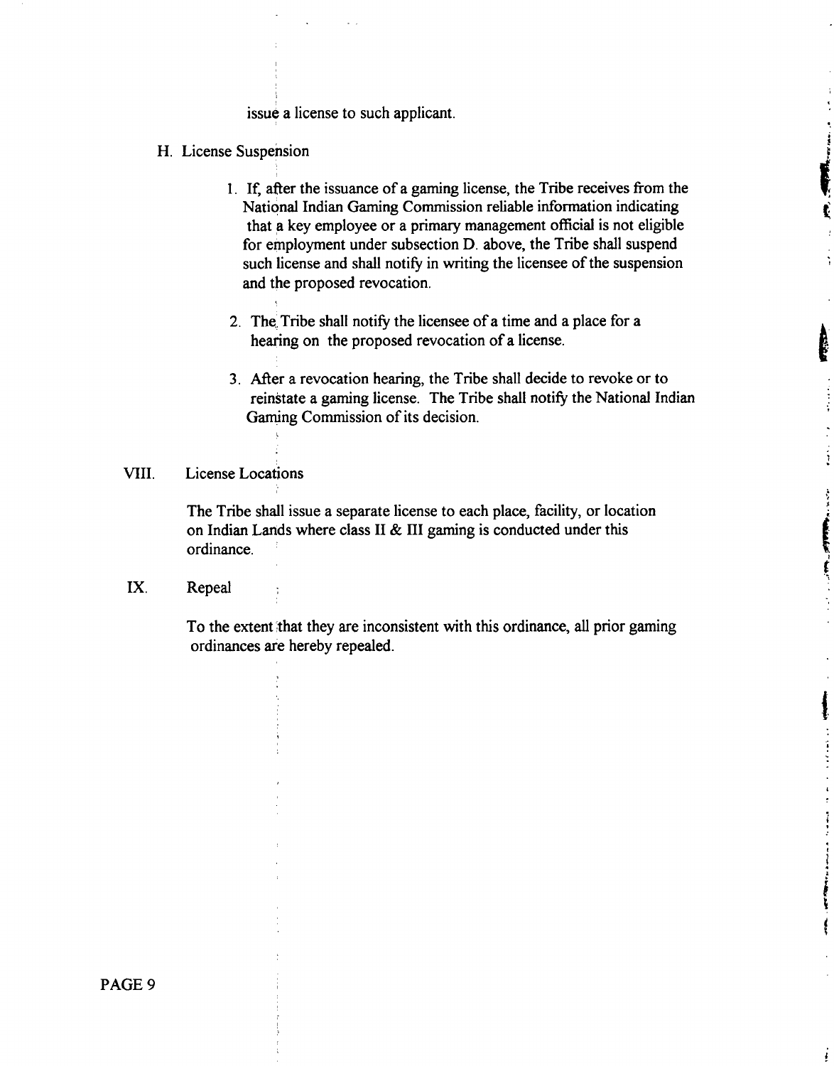issue a license to such applicant.

H. License Suspension

1. If, after the issuance of a gaming license, the Tribe receives from the National Indian Gaming Commission reliable information indicating that a key employee or a primary management official is not eligible for employment under subsection D. above, the Tribe shall suspend such license and shall notify in writing the licensee of the suspension and the proposed revocation.

2. The Tribe shall notify the licensee of a time and a place for a hearing on the proposed revocation of a license.

3. After a revocation hearing, the Tribe shall decide to revoke or to reinstate a gaming license. The Tribe shall notify the National Indian Gaming Commission of its decision.

## VIII. License Locations

The Tribe shall issue a separate license to each place, facility, or location on Indian Lands where class II & III gaming is conducted under this ordinance.

## IX. Repeal

To the extent that they are inconsistent with this ordinance, all prior gaming ordinances are hereby repealed.